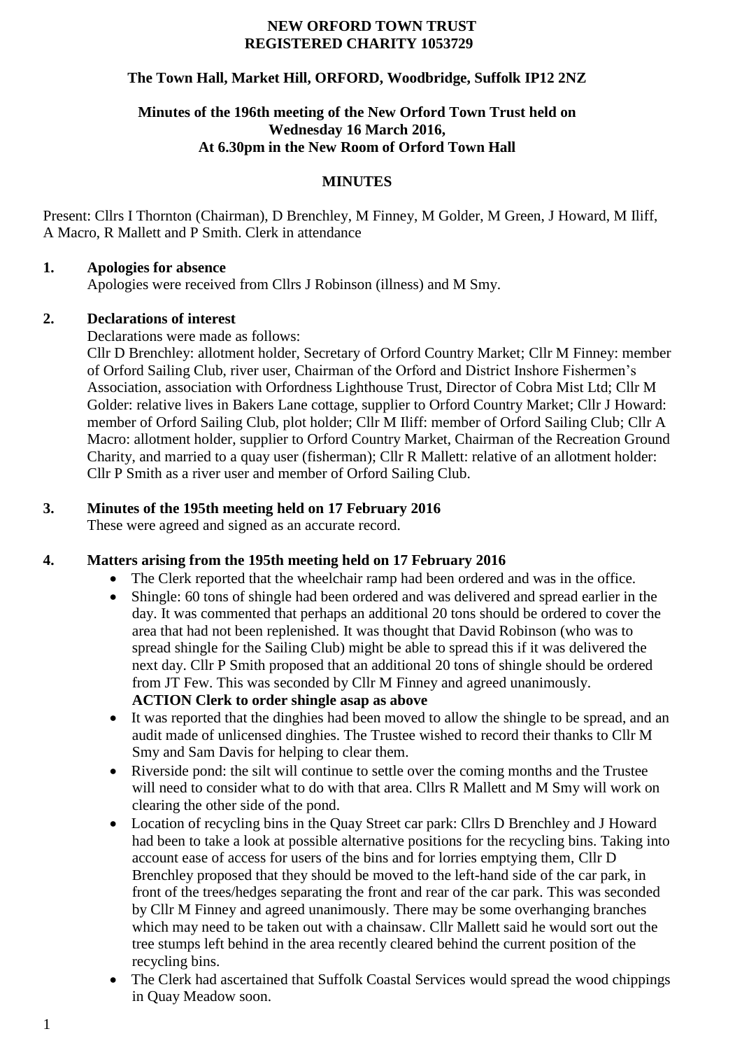# NEW ORFORD TOWN TRUST
## REGISTERED CHARITY 1053729

**The Town Hall, Market Hill, ORFORD, Woodbridge, Suffolk IP12 2NZ**

**Minutes of the 196th meeting of the New Orford Town Trust held on Wednesday 16 March 2016, At 6.30pm in the New Room of Orford Town Hall**

## MINUTES

Present: Cllrs I Thornton (Chairman), D Brenchley, M Finney, M Golder, M Green, J Howard, M Iliff, A Macro, R Mallett and P Smith. Clerk in attendance

### 1. Apologies for absence

Apologies were received from Cllrs J Robinson (illness) and M Smy.

### 2. Declarations of interest

Declarations were made as follows:

Cllr D Brenchley: allotment holder, Secretary of Orford Country Market; Cllr M Finney: member of Orford Sailing Club, river user, Chairman of the Orford and District Inshore Fishermen's Association, association with Orfordness Lighthouse Trust, Director of Cobra Mist Ltd; Cllr M Golder: relative lives in Bakers Lane cottage, supplier to Orford Country Market; Cllr J Howard: member of Orford Sailing Club, plot holder; Cllr M Iliff: member of Orford Sailing Club; Cllr A Macro: allotment holder, supplier to Orford Country Market, Chairman of the Recreation Ground Charity, and married to a quay user (fisherman); Cllr R Mallett: relative of an allotment holder: Cllr P Smith as a river user and member of Orford Sailing Club.

### 3. Minutes of the 195th meeting held on 17 February 2016

These were agreed and signed as an accurate record.

### 4. Matters arising from the 195th meeting held on 17 February 2016

- The Clerk reported that the wheelchair ramp had been ordered and was in the office.
- Shingle: 60 tons of shingle had been ordered and was delivered and spread earlier in the day. It was commented that perhaps an additional 20 tons should be ordered to cover the area that had not been replenished. It was thought that David Robinson (who was to spread shingle for the Sailing Club) might be able to spread this if it was delivered the next day. Cllr P Smith proposed that an additional 20 tons of shingle should be ordered from JT Few. This was seconded by Cllr M Finney and agreed unanimously.
  **ACTION Clerk to order shingle asap as above**
- It was reported that the dinghies had been moved to allow the shingle to be spread, and an audit made of unlicensed dinghies. The Trustee wished to record their thanks to Cllr M Smy and Sam Davis for helping to clear them.
- Riverside pond: the silt will continue to settle over the coming months and the Trustee will need to consider what to do with that area. Cllrs R Mallett and M Smy will work on clearing the other side of the pond.
- Location of recycling bins in the Quay Street car park: Cllrs D Brenchley and J Howard had been to take a look at possible alternative positions for the recycling bins. Taking into account ease of access for users of the bins and for lorries emptying them, Cllr D Brenchley proposed that they should be moved to the left-hand side of the car park, in front of the trees/hedges separating the front and rear of the car park. This was seconded by Cllr M Finney and agreed unanimously. There may be some overhanging branches which may need to be taken out with a chainsaw. Cllr Mallett said he would sort out the tree stumps left behind in the area recently cleared behind the current position of the recycling bins.
- The Clerk had ascertained that Suffolk Coastal Services would spread the wood chippings in Quay Meadow soon.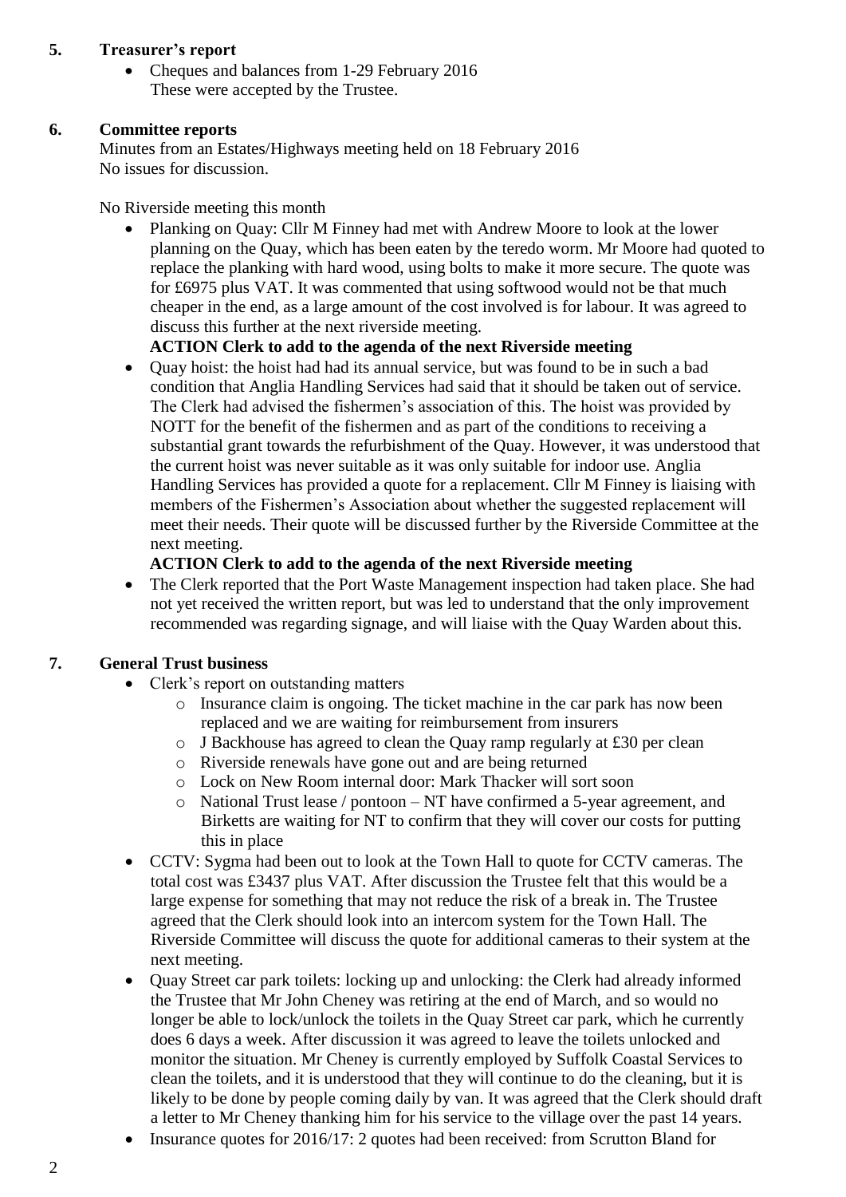## 5. Treasurer's report

- Cheques and balances from 1-29 February 2016
  These were accepted by the Trustee.

## 6. Committee reports

Minutes from an Estates/Highways meeting held on 18 February 2016
No issues for discussion.

No Riverside meeting this month

- Planking on Quay: Cllr M Finney had met with Andrew Moore to look at the lower planning on the Quay, which has been eaten by the teredo worm. Mr Moore had quoted to replace the planking with hard wood, using bolts to make it more secure. The quote was for £6975 plus VAT. It was commented that using softwood would not be that much cheaper in the end, as a large amount of the cost involved is for labour. It was agreed to discuss this further at the next riverside meeting.
  **ACTION Clerk to add to the agenda of the next Riverside meeting**
- Quay hoist: the hoist had had its annual service, but was found to be in such a bad condition that Anglia Handling Services had said that it should be taken out of service. The Clerk had advised the fishermen's association of this. The hoist was provided by NOTT for the benefit of the fishermen and as part of the conditions to receiving a substantial grant towards the refurbishment of the Quay. However, it was understood that the current hoist was never suitable as it was only suitable for indoor use. Anglia Handling Services has provided a quote for a replacement. Cllr M Finney is liaising with members of the Fishermen's Association about whether the suggested replacement will meet their needs. Their quote will be discussed further by the Riverside Committee at the next meeting.
  **ACTION Clerk to add to the agenda of the next Riverside meeting**
- The Clerk reported that the Port Waste Management inspection had taken place. She had not yet received the written report, but was led to understand that the only improvement recommended was regarding signage, and will liaise with the Quay Warden about this.

## 7. General Trust business

- Clerk's report on outstanding matters
  - Insurance claim is ongoing. The ticket machine in the car park has now been replaced and we are waiting for reimbursement from insurers
  - J Backhouse has agreed to clean the Quay ramp regularly at £30 per clean
  - Riverside renewals have gone out and are being returned
  - Lock on New Room internal door: Mark Thacker will sort soon
  - National Trust lease / pontoon – NT have confirmed a 5-year agreement, and Birketts are waiting for NT to confirm that they will cover our costs for putting this in place
- CCTV: Sygma had been out to look at the Town Hall to quote for CCTV cameras. The total cost was £3437 plus VAT. After discussion the Trustee felt that this would be a large expense for something that may not reduce the risk of a break in. The Trustee agreed that the Clerk should look into an intercom system for the Town Hall. The Riverside Committee will discuss the quote for additional cameras to their system at the next meeting.
- Quay Street car park toilets: locking up and unlocking: the Clerk had already informed the Trustee that Mr John Cheney was retiring at the end of March, and so would no longer be able to lock/unlock the toilets in the Quay Street car park, which he currently does 6 days a week. After discussion it was agreed to leave the toilets unlocked and monitor the situation. Mr Cheney is currently employed by Suffolk Coastal Services to clean the toilets, and it is understood that they will continue to do the cleaning, but it is likely to be done by people coming daily by van. It was agreed that the Clerk should draft a letter to Mr Cheney thanking him for his service to the village over the past 14 years.
- Insurance quotes for 2016/17: 2 quotes had been received: from Scrutton Bland for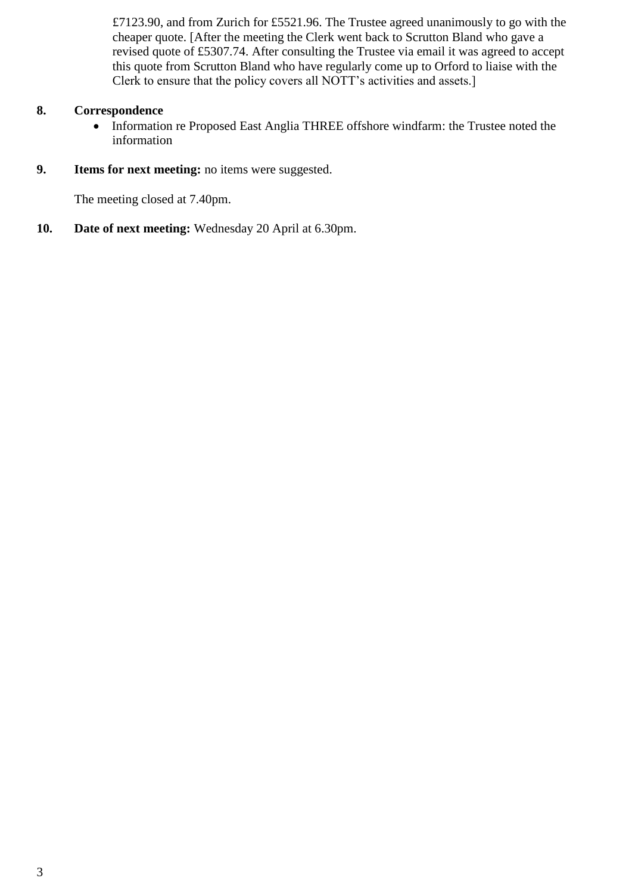£7123.90, and from Zurich for £5521.96. The Trustee agreed unanimously to go with the cheaper quote. [After the meeting the Clerk went back to Scrutton Bland who gave a revised quote of £5307.74. After consulting the Trustee via email it was agreed to accept this quote from Scrutton Bland who have regularly come up to Orford to liaise with the Clerk to ensure that the policy covers all NOTT's activities and assets.]

**8. Correspondence**

- Information re Proposed East Anglia THREE offshore windfarm: the Trustee noted the information

**9. Items for next meeting:** no items were suggested.

The meeting closed at 7.40pm.

**10. Date of next meeting:** Wednesday 20 April at 6.30pm.